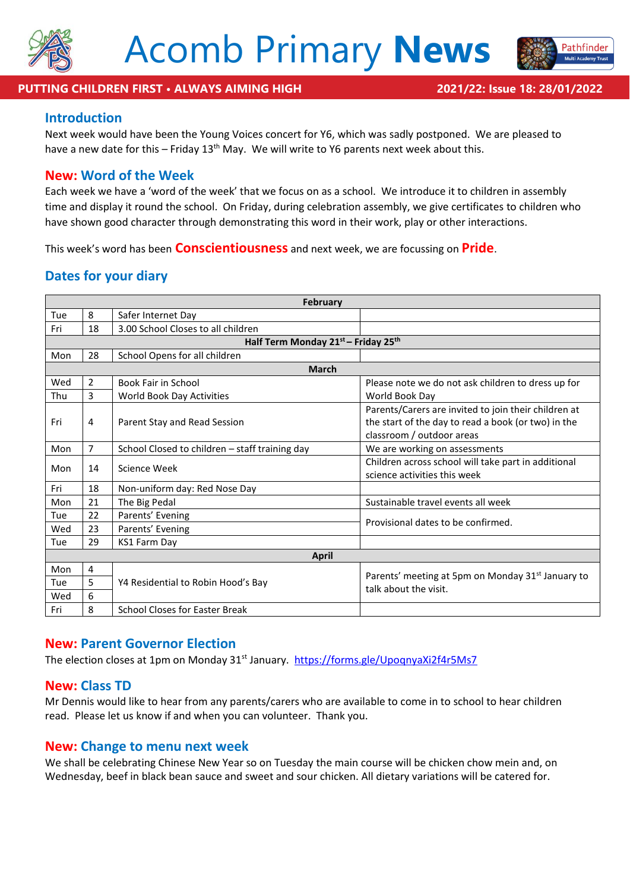# Acomb Primary **News**

**PUTTING CHILDREN FIRST • ALWAYS AIMING HIGH** — **2021/22: Issue 18: 28/01/2022**

## Introduction

Next week would have been the Young Voices concert for Y6, which was sadly postponed. We are pleased to have a new date for this – Friday 13th May. We will write to Y6 parents next week about this.

## New: Word of the Week

Each week we have a 'word of the week' that we focus on as a school. We introduce it to children in assembly time and display it round the school. On Friday, during celebration assembly, we give certificates to children who have shown good character through demonstrating this word in their work, play or other interactions.

This week's word has been **Conscientiousness** and next week, we are focussing on **Pride**.

## Dates for your diary

| | | | |
|---|---|---|---|
| **February** | | | |
| Tue | 8 | Safer Internet Day | |
| Fri | 18 | 3.00 School Closes to all children | |
| **Half Term Monday 21st – Friday 25th** | | | |
| Mon | 28 | School Opens for all children | |
| **March** | | | |
| Wed | 2 | Book Fair in School | Please note we do not ask children to dress up for World Book Day |
| Thu | 3 | World Book Day Activities | |
| Fri | 4 | Parent Stay and Read Session | Parents/Carers are invited to join their children at the start of the day to read a book (or two) in the classroom / outdoor areas |
| Mon | 7 | School Closed to children – staff training day | We are working on assessments |
| Mon | 14 | Science Week | Children across school will take part in additional science activities this week |
| Fri | 18 | Non-uniform day: Red Nose Day | |
| Mon | 21 | The Big Pedal | Sustainable travel events all week |
| Tue | 22 | Parents' Evening | Provisional dates to be confirmed. |
| Wed | 23 | Parents' Evening | |
| Tue | 29 | KS1 Farm Day | |
| **April** | | | |
| Mon | 4 | Y4 Residential to Robin Hood's Bay | Parents' meeting at 5pm on Monday 31st January to talk about the visit. |
| Tue | 5 | | |
| Wed | 6 | | |
| Fri | 8 | School Closes for Easter Break | |

## New: Parent Governor Election

The election closes at 1pm on Monday 31st January. https://forms.gle/UpoqnyaXi2f4r5Ms7

## New: Class TD

Mr Dennis would like to hear from any parents/carers who are available to come in to school to hear children read. Please let us know if and when you can volunteer. Thank you.

## New: Change to menu next week

We shall be celebrating Chinese New Year so on Tuesday the main course will be chicken chow mein and, on Wednesday, beef in black bean sauce and sweet and sour chicken. All dietary variations will be catered for.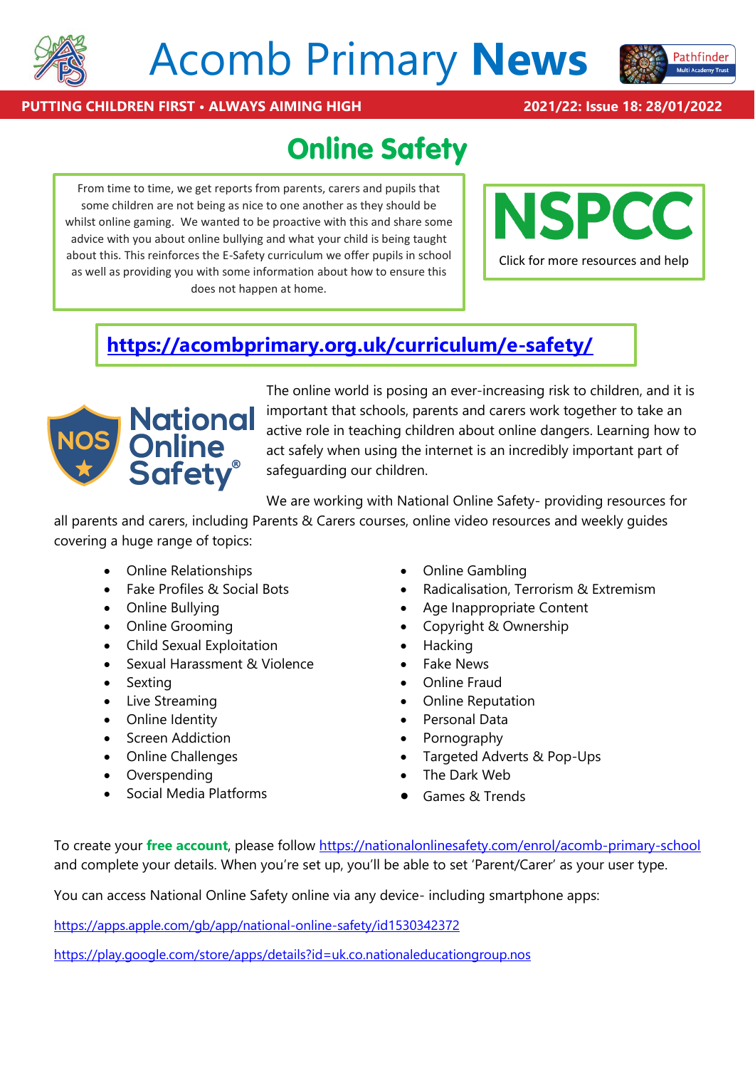# Acomb Primary **News**

**PUTTING CHILDREN FIRST • ALWAYS AIMING HIGH** **2021/22: Issue 18: 28/01/2022**

## Online Safety

From time to time, we get reports from parents, carers and pupils that some children are not being as nice to one another as they should be whilst online gaming. We wanted to be proactive with this and share some advice with you about online bullying and what your child is being taught about this. This reinforces the E-Safety curriculum we offer pupils in school as well as providing you with some information about how to ensure this does not happen at home.

**NSPCC**

Click for more resources and help

**https://acombprimary.org.uk/curriculum/e-safety/**

National Online Safety®

The online world is posing an ever-increasing risk to children, and it is important that schools, parents and carers work together to take an active role in teaching children about online dangers. Learning how to act safely when using the internet is an incredibly important part of safeguarding our children.

We are working with National Online Safety- providing resources for all parents and carers, including Parents & Carers courses, online video resources and weekly guides covering a huge range of topics:

- Online Relationships
- Fake Profiles & Social Bots
- Online Bullying
- Online Grooming
- Child Sexual Exploitation
- Sexual Harassment & Violence
- Sexting
- Live Streaming
- Online Identity
- Screen Addiction
- Online Challenges
- Overspending
- Social Media Platforms
- Online Gambling
- Radicalisation, Terrorism & Extremism
- Age Inappropriate Content
- Copyright & Ownership
- Hacking
- Fake News
- Online Fraud
- Online Reputation
- Personal Data
- Pornography
- Targeted Adverts & Pop-Ups
- The Dark Web
- Games & Trends

To create your **free account**, please follow https://nationalonlinesafety.com/enrol/acomb-primary-school and complete your details. When you're set up, you'll be able to set 'Parent/Carer' as your user type.

You can access National Online Safety online via any device- including smartphone apps:

https://apps.apple.com/gb/app/national-online-safety/id1530342372

https://play.google.com/store/apps/details?id=uk.co.nationaleducationgroup.nos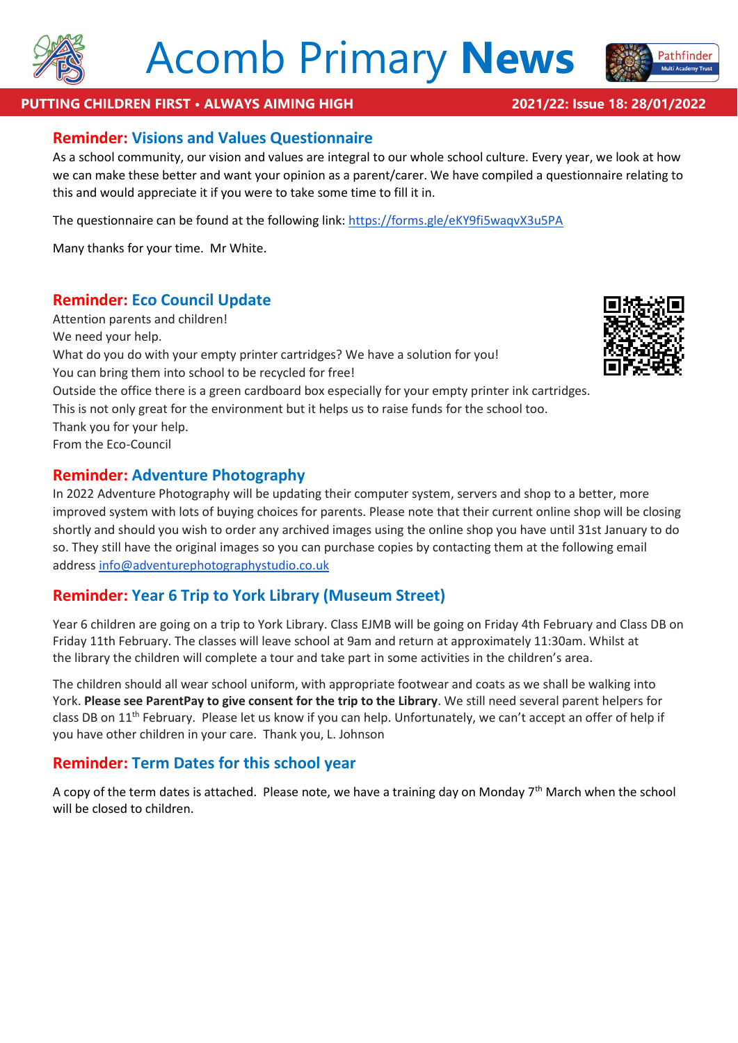# Acomb Primary **News**

**PUTTING CHILDREN FIRST • ALWAYS AIMING HIGH** — **2021/22: Issue 18: 28/01/2022**

## Reminder: Visions and Values Questionnaire

As a school community, our vision and values are integral to our whole school culture. Every year, we look at how we can make these better and want your opinion as a parent/carer. We have compiled a questionnaire relating to this and would appreciate it if you were to take some time to fill it in.

The questionnaire can be found at the following link: https://forms.gle/eKY9fi5waqvX3u5PA

Many thanks for your time. Mr White.

## Reminder: Eco Council Update

Attention parents and children!
We need your help.
What do you do with your empty printer cartridges? We have a solution for you!
You can bring them into school to be recycled for free!
Outside the office there is a green cardboard box especially for your empty printer ink cartridges.
This is not only great for the environment but it helps us to raise funds for the school too.
Thank you for your help.
From the Eco-Council

## Reminder: Adventure Photography

In 2022 Adventure Photography will be updating their computer system, servers and shop to a better, more improved system with lots of buying choices for parents. Please note that their current online shop will be closing shortly and should you wish to order any archived images using the online shop you have until 31st January to do so. They still have the original images so you can purchase copies by contacting them at the following email address info@adventurephotographystudio.co.uk

## Reminder: Year 6 Trip to York Library (Museum Street)

Year 6 children are going on a trip to York Library. Class EJMB will be going on Friday 4th February and Class DB on Friday 11th February. The classes will leave school at 9am and return at approximately 11:30am. Whilst at the library the children will complete a tour and take part in some activities in the children's area.

The children should all wear school uniform, with appropriate footwear and coats as we shall be walking into York. **Please see ParentPay to give consent for the trip to the Library**. We still need several parent helpers for class DB on 11th February. Please let us know if you can help. Unfortunately, we can't accept an offer of help if you have other children in your care. Thank you, L. Johnson

## Reminder: Term Dates for this school year

A copy of the term dates is attached. Please note, we have a training day on Monday 7th March when the school will be closed to children.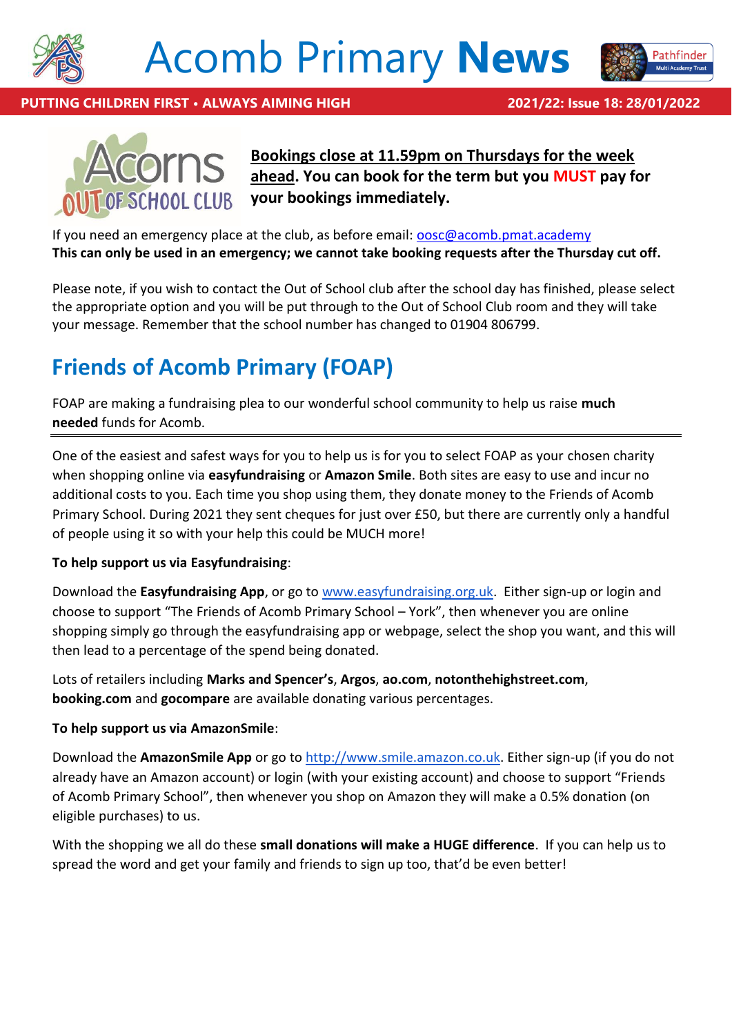**Bookings close at 11.59pm on Thursdays for the week ahead. You can book for the term but you MUST pay for your bookings immediately.**

If you need an emergency place at the club, as before email: oosc@acomb.pmat.academy
**This can only be used in an emergency; we cannot take booking requests after the Thursday cut off.**

Please note, if you wish to contact the Out of School club after the school day has finished, please select the appropriate option and you will be put through to the Out of School Club room and they will take your message. Remember that the school number has changed to 01904 806799.

## Friends of Acomb Primary (FOAP)

FOAP are making a fundraising plea to our wonderful school community to help us raise **much needed** funds for Acomb.

---

One of the easiest and safest ways for you to help us is for you to select FOAP as your chosen charity when shopping online via **easyfundraising** or **Amazon Smile**. Both sites are easy to use and incur no additional costs to you. Each time you shop using them, they donate money to the Friends of Acomb Primary School. During 2021 they sent cheques for just over £50, but there are currently only a handful of people using it so with your help this could be MUCH more!

**To help support us via Easyfundraising**:

Download the **Easyfundraising App**, or go to www.easyfundraising.org.uk. Either sign-up or login and choose to support "The Friends of Acomb Primary School – York", then whenever you are online shopping simply go through the easyfundraising app or webpage, select the shop you want, and this will then lead to a percentage of the spend being donated.

Lots of retailers including **Marks and Spencer's**, **Argos**, **ao.com**, **notonthehighstreet.com**, **booking.com** and **gocompare** are available donating various percentages.

**To help support us via AmazonSmile**:

Download the **AmazonSmile App** or go to http://www.smile.amazon.co.uk. Either sign-up (if you do not already have an Amazon account) or login (with your existing account) and choose to support "Friends of Acomb Primary School", then whenever you shop on Amazon they will make a 0.5% donation (on eligible purchases) to us.

With the shopping we all do these **small donations will make a HUGE difference**. If you can help us to spread the word and get your family and friends to sign up too, that'd be even better!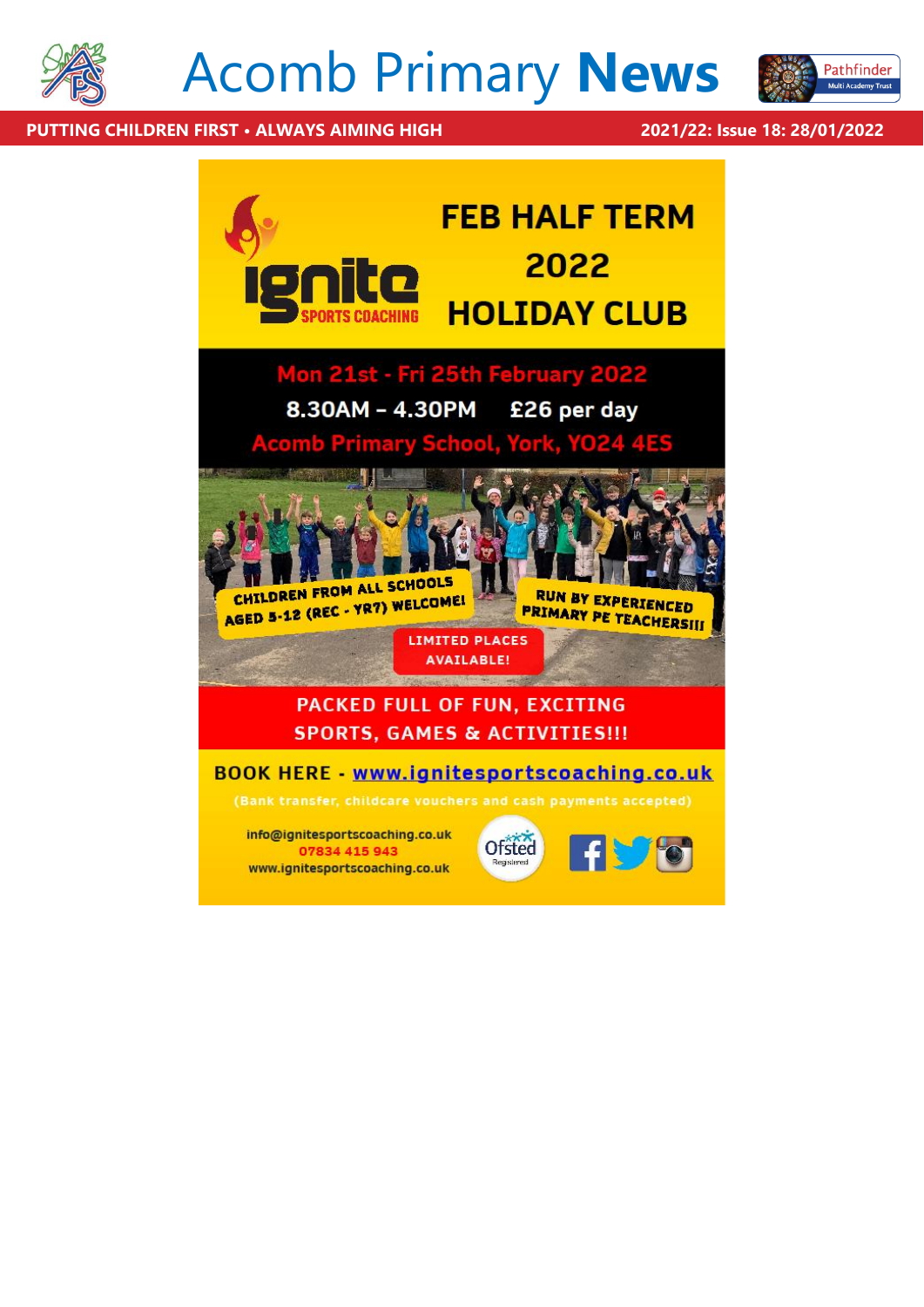# FEB HALF TERM 2022 HOLIDAY CLUB

ignite SPORTS COACHING

**Mon 21st - Fri 25th February 2022**

**8.30AM – 4.30PM £26 per day**

**Acomb Primary School, York, YO24 4ES**

CHILDREN FROM ALL SCHOOLS AGED 5-12 (REC - YR7) WELCOME!

RUN BY EXPERIENCED PRIMARY PE TEACHERS!!!

LIMITED PLACES AVAILABLE!

**PACKED FULL OF FUN, EXCITING SPORTS, GAMES & ACTIVITIES!!!**

**BOOK HERE - www.ignitesportscoaching.co.uk**

(Bank transfer, childcare vouchers and cash payments accepted)

info@ignitesportscoaching.co.uk
07834 415 943
www.ignitesportscoaching.co.uk

Ofsted Registered